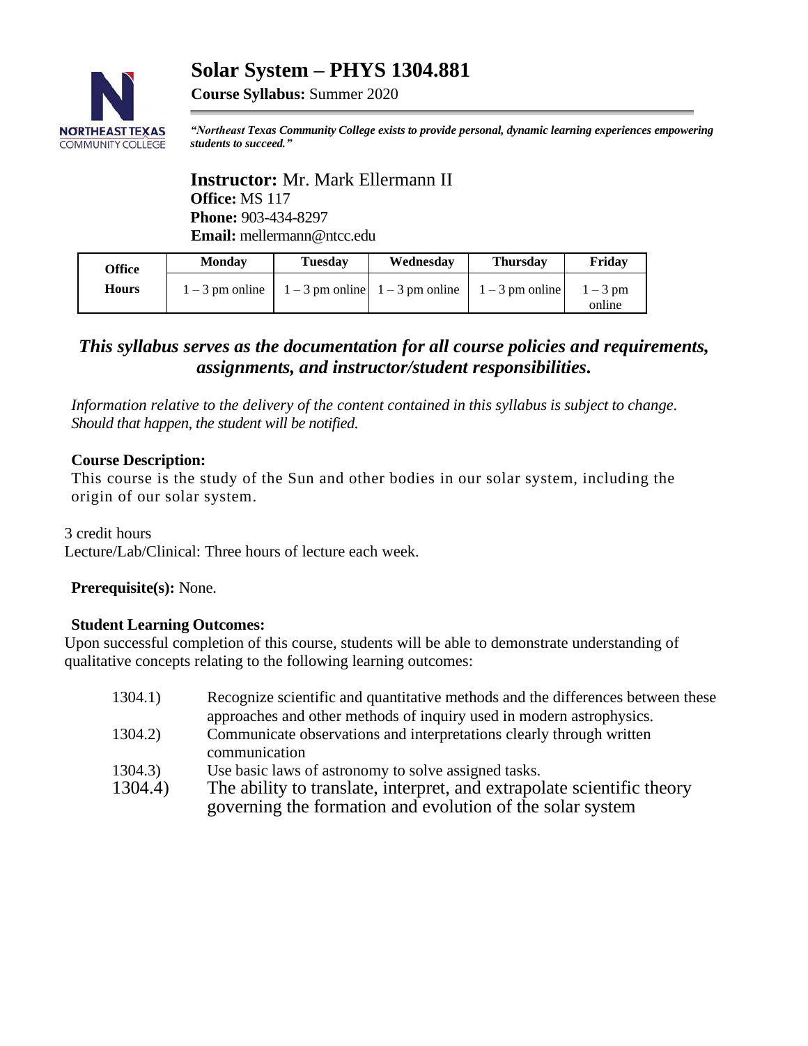# Solar System – PHYS 1304.881

**Course Syllabus:** Summer 2020

***"Northeast Texas Community College exists to provide personal, dynamic learning experiences empowering students to succeed."***

**Instructor:** Mr. Mark Ellermann II
**Office:** MS 117
**Phone:** 903-434-8297
**Email:** mellermann@ntcc.edu

| Office Hours | Monday | Tuesday | Wednesday | Thursday | Friday |
|---|---|---|---|---|---|
| | 1 – 3 pm online | 1 – 3 pm online | 1 – 3 pm online | 1 – 3 pm online | 1 – 3 pm online |

***This syllabus serves as the documentation for all course policies and requirements, assignments, and instructor/student responsibilities.***

*Information relative to the delivery of the content contained in this syllabus is subject to change. Should that happen, the student will be notified.*

**Course Description:**
This course is the study of the Sun and other bodies in our solar system, including the origin of our solar system.

3 credit hours
Lecture/Lab/Clinical: Three hours of lecture each week.

**Prerequisite(s):** None.

**Student Learning Outcomes:**
Upon successful completion of this course, students will be able to demonstrate understanding of qualitative concepts relating to the following learning outcomes:

1304.1) Recognize scientific and quantitative methods and the differences between these approaches and other methods of inquiry used in modern astrophysics.
1304.2) Communicate observations and interpretations clearly through written communication
1304.3) Use basic laws of astronomy to solve assigned tasks.
1304.4) The ability to translate, interpret, and extrapolate scientific theory governing the formation and evolution of the solar system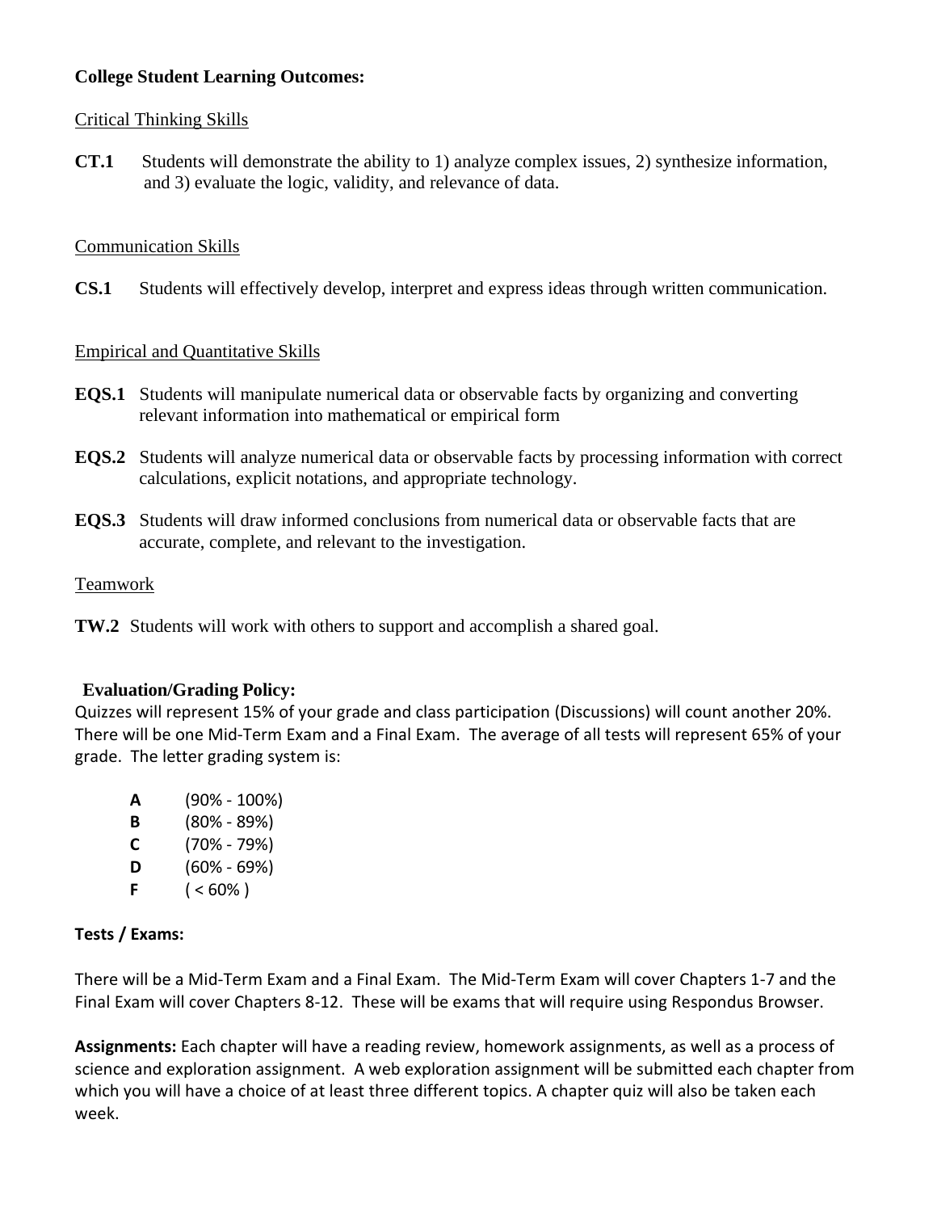**College Student Learning Outcomes:**

Critical Thinking Skills

**CT.1** Students will demonstrate the ability to 1) analyze complex issues, 2) synthesize information, and 3) evaluate the logic, validity, and relevance of data.

Communication Skills

**CS.1** Students will effectively develop, interpret and express ideas through written communication.

Empirical and Quantitative Skills

**EQS.1** Students will manipulate numerical data or observable facts by organizing and converting relevant information into mathematical or empirical form

**EQS.2** Students will analyze numerical data or observable facts by processing information with correct calculations, explicit notations, and appropriate technology.

**EQS.3** Students will draw informed conclusions from numerical data or observable facts that are accurate, complete, and relevant to the investigation.

Teamwork

**TW.2** Students will work with others to support and accomplish a shared goal.

**Evaluation/Grading Policy:**

Quizzes will represent 15% of your grade and class participation (Discussions) will count another 20%. There will be one Mid-Term Exam and a Final Exam. The average of all tests will represent 65% of your grade. The letter grading system is:

- **A** (90% - 100%)
- **B** (80% - 89%)
- **C** (70% - 79%)
- **D** (60% - 69%)
- **F** ( < 60% )

**Tests / Exams:**

There will be a Mid-Term Exam and a Final Exam. The Mid-Term Exam will cover Chapters 1-7 and the Final Exam will cover Chapters 8-12. These will be exams that will require using Respondus Browser.

**Assignments:** Each chapter will have a reading review, homework assignments, as well as a process of science and exploration assignment. A web exploration assignment will be submitted each chapter from which you will have a choice of at least three different topics. A chapter quiz will also be taken each week.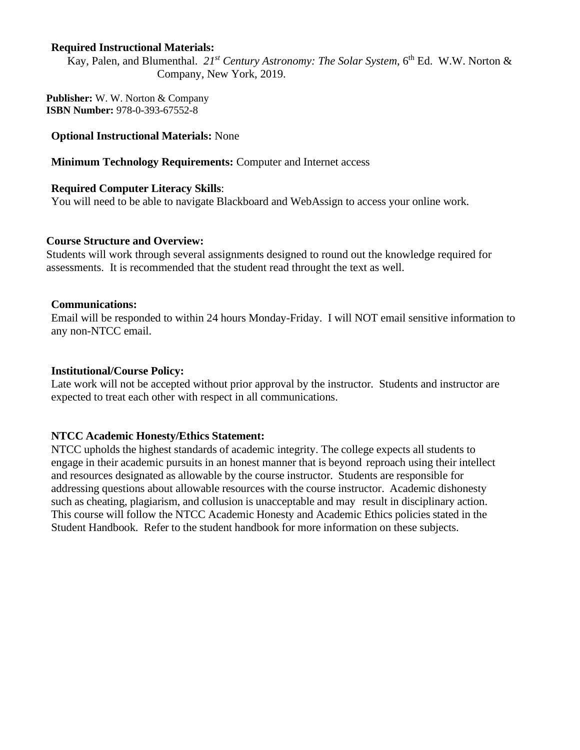**Required Instructional Materials:**

Kay, Palen, and Blumenthal. *21st Century Astronomy: The Solar System*, 6th Ed. W.W. Norton & Company, New York, 2019.

**Publisher:** W. W. Norton & Company
**ISBN Number:** 978-0-393-67552-8

**Optional Instructional Materials:** None

**Minimum Technology Requirements:** Computer and Internet access

**Required Computer Literacy Skills**:
You will need to be able to navigate Blackboard and WebAssign to access your online work.

**Course Structure and Overview:**
Students will work through several assignments designed to round out the knowledge required for assessments. It is recommended that the student read throught the text as well.

**Communications:**
Email will be responded to within 24 hours Monday-Friday. I will NOT email sensitive information to any non-NTCC email.

**Institutional/Course Policy:**
Late work will not be accepted without prior approval by the instructor. Students and instructor are expected to treat each other with respect in all communications.

**NTCC Academic Honesty/Ethics Statement:**
NTCC upholds the highest standards of academic integrity. The college expects all students to engage in their academic pursuits in an honest manner that is beyond reproach using their intellect and resources designated as allowable by the course instructor. Students are responsible for addressing questions about allowable resources with the course instructor. Academic dishonesty such as cheating, plagiarism, and collusion is unacceptable and may result in disciplinary action. This course will follow the NTCC Academic Honesty and Academic Ethics policies stated in the Student Handbook. Refer to the student handbook for more information on these subjects.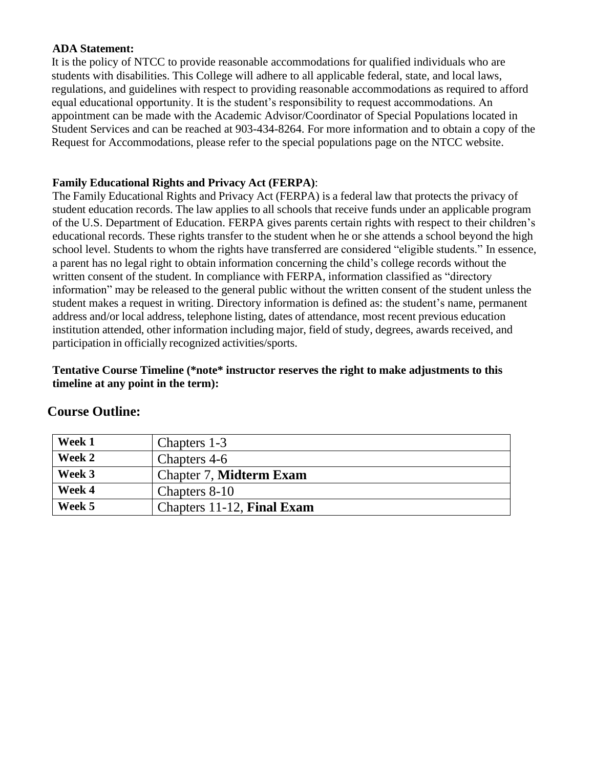**ADA Statement:**

It is the policy of NTCC to provide reasonable accommodations for qualified individuals who are students with disabilities. This College will adhere to all applicable federal, state, and local laws, regulations, and guidelines with respect to providing reasonable accommodations as required to afford equal educational opportunity. It is the student's responsibility to request accommodations. An appointment can be made with the Academic Advisor/Coordinator of Special Populations located in Student Services and can be reached at 903-434-8264. For more information and to obtain a copy of the Request for Accommodations, please refer to the special populations page on the NTCC website.

**Family Educational Rights and Privacy Act (FERPA)**:

The Family Educational Rights and Privacy Act (FERPA) is a federal law that protects the privacy of student education records. The law applies to all schools that receive funds under an applicable program of the U.S. Department of Education. FERPA gives parents certain rights with respect to their children's educational records. These rights transfer to the student when he or she attends a school beyond the high school level. Students to whom the rights have transferred are considered "eligible students." In essence, a parent has no legal right to obtain information concerning the child's college records without the written consent of the student. In compliance with FERPA, information classified as "directory information" may be released to the general public without the written consent of the student unless the student makes a request in writing. Directory information is defined as: the student's name, permanent address and/or local address, telephone listing, dates of attendance, most recent previous education institution attended, other information including major, field of study, degrees, awards received, and participation in officially recognized activities/sports.

**Tentative Course Timeline (*note* instructor reserves the right to make adjustments to this timeline at any point in the term):**

## Course Outline:

| | |
|---|---|
| **Week 1** | Chapters 1-3 |
| **Week 2** | Chapters 4-6 |
| **Week 3** | Chapter 7, **Midterm Exam** |
| **Week 4** | Chapters 8-10 |
| **Week 5** | Chapters 11-12, **Final Exam** |